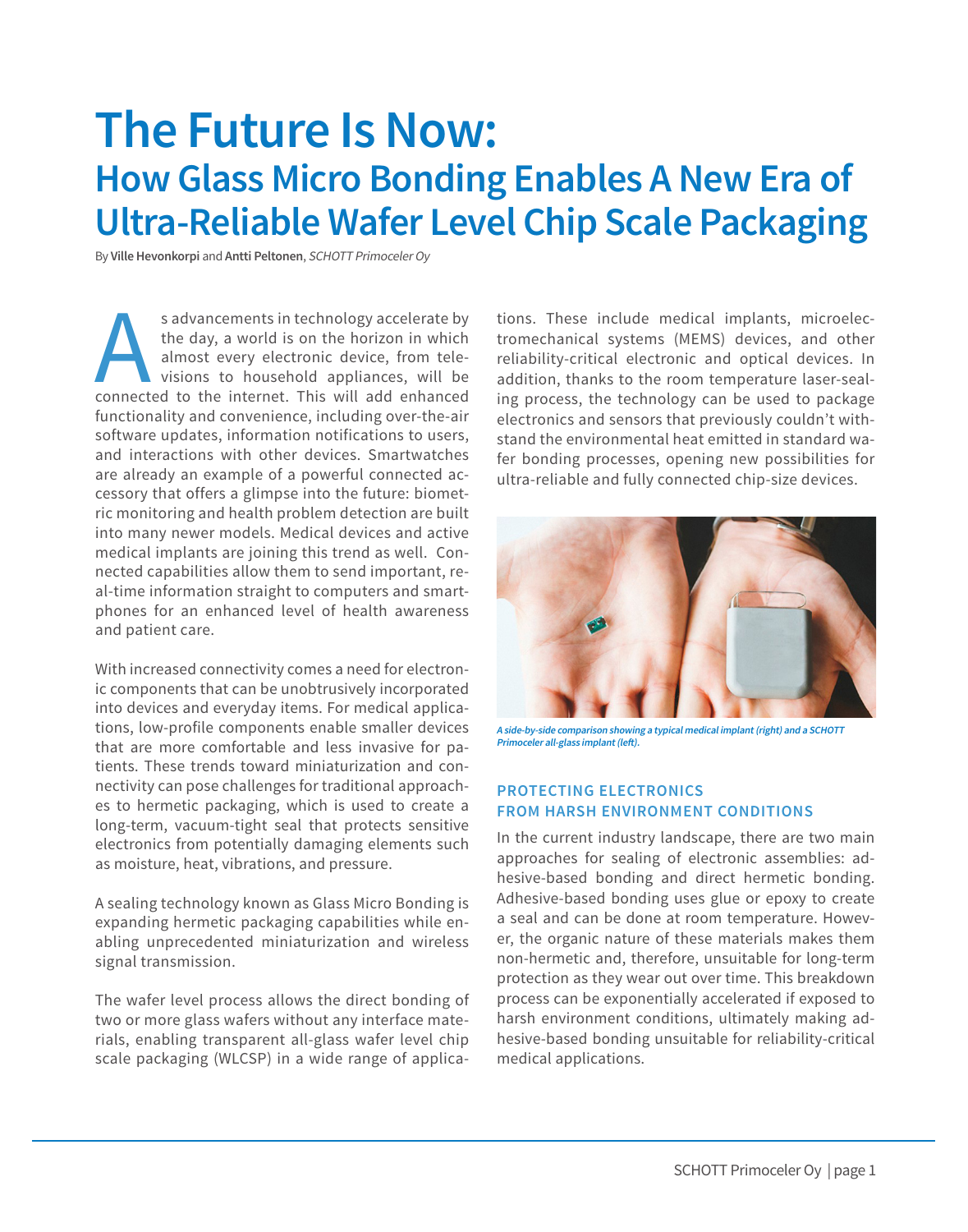# The Future Is Now:

## How Glass Micro Bonding Enables A New Era of Ultra-Reliable Wafer Level Chip Scale Packaging

By **Ville Hevonkorpi** and **Antti Peltonen**, *SCHOTT Primoceler Oy*

As advancements in technology accelerate by the day, a world is on the horizon in which almost every electronic device, from televisions to household appliances, will be connected to the internet. This will add enhanced functionality and convenience, including over-the-air software updates, information notifications to users, and interactions with other devices. Smartwatches are already an example of a powerful connected accessory that offers a glimpse into the future: biometric monitoring and health problem detection are built into many newer models. Medical devices and active medical implants are joining this trend as well. Connected capabilities allow them to send important, real-time information straight to computers and smartphones for an enhanced level of health awareness and patient care.

With increased connectivity comes a need for electronic components that can be unobtrusively incorporated into devices and everyday items. For medical applications, low-profile components enable smaller devices that are more comfortable and less invasive for patients. These trends toward miniaturization and connectivity can pose challenges for traditional approaches to hermetic packaging, which is used to create a long-term, vacuum-tight seal that protects sensitive electronics from potentially damaging elements such as moisture, heat, vibrations, and pressure.

A sealing technology known as Glass Micro Bonding is expanding hermetic packaging capabilities while enabling unprecedented miniaturization and wireless signal transmission.

The wafer level process allows the direct bonding of two or more glass wafers without any interface materials, enabling transparent all-glass wafer level chip scale packaging (WLCSP) in a wide range of applications. These include medical implants, microelectromechanical systems (MEMS) devices, and other reliability-critical electronic and optical devices. In addition, thanks to the room temperature laser-sealing process, the technology can be used to package electronics and sensors that previously couldn't withstand the environmental heat emitted in standard wafer bonding processes, opening new possibilities for ultra-reliable and fully connected chip-size devices.

*A side-by-side comparison showing a typical medical implant (right) and a SCHOTT Primoceler all-glass implant (left).*

### PROTECTING ELECTRONICS FROM HARSH ENVIRONMENT CONDITIONS

In the current industry landscape, there are two main approaches for sealing of electronic assemblies: adhesive-based bonding and direct hermetic bonding. Adhesive-based bonding uses glue or epoxy to create a seal and can be done at room temperature. However, the organic nature of these materials makes them non-hermetic and, therefore, unsuitable for long-term protection as they wear out over time. This breakdown process can be exponentially accelerated if exposed to harsh environment conditions, ultimately making adhesive-based bonding unsuitable for reliability-critical medical applications.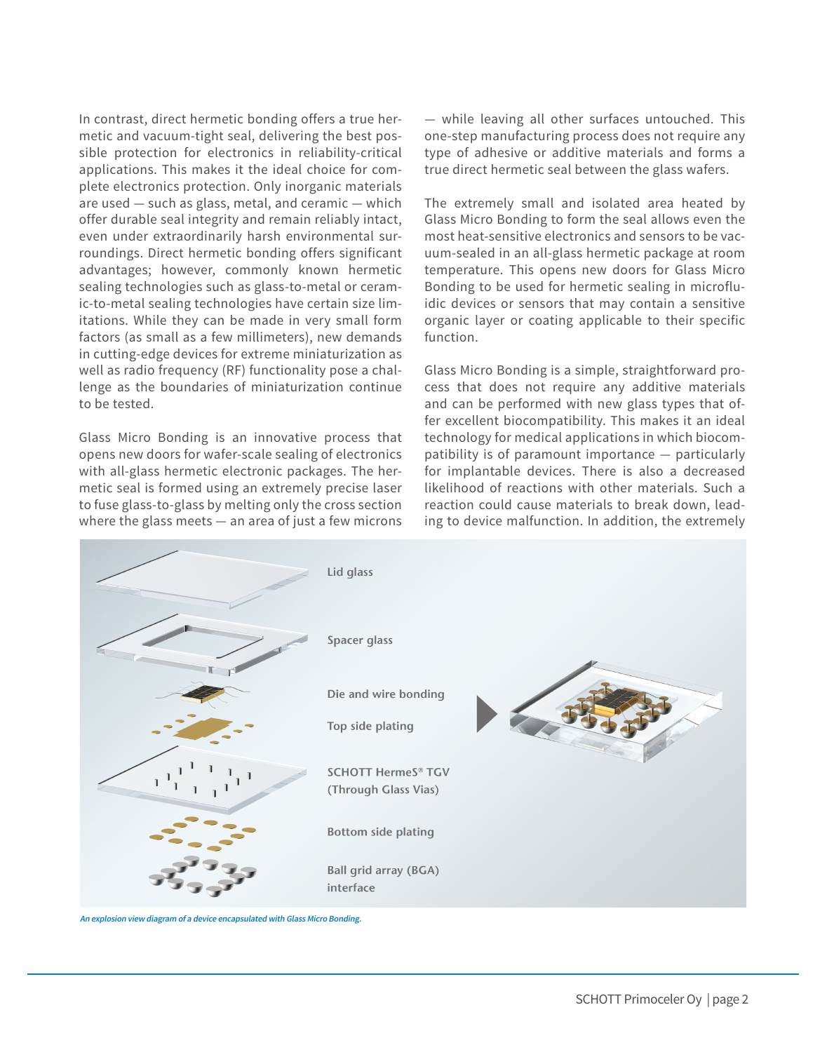In contrast, direct hermetic bonding offers a true hermetic and vacuum-tight seal, delivering the best possible protection for electronics in reliability-critical applications. This makes it the ideal choice for complete electronics protection. Only inorganic materials are used — such as glass, metal, and ceramic — which offer durable seal integrity and remain reliably intact, even under extraordinarily harsh environmental surroundings. Direct hermetic bonding offers significant advantages; however, commonly known hermetic sealing technologies such as glass-to-metal or ceramic-to-metal sealing technologies have certain size limitations. While they can be made in very small form factors (as small as a few millimeters), new demands in cutting-edge devices for extreme miniaturization as well as radio frequency (RF) functionality pose a challenge as the boundaries of miniaturization continue to be tested.

Glass Micro Bonding is an innovative process that opens new doors for wafer-scale sealing of electronics with all-glass hermetic electronic packages. The hermetic seal is formed using an extremely precise laser to fuse glass-to-glass by melting only the cross section where the glass meets — an area of just a few microns — while leaving all other surfaces untouched. This one-step manufacturing process does not require any type of adhesive or additive materials and forms a true direct hermetic seal between the glass wafers.

The extremely small and isolated area heated by Glass Micro Bonding to form the seal allows even the most heat-sensitive electronics and sensors to be vacuum-sealed in an all-glass hermetic package at room temperature. This opens new doors for Glass Micro Bonding to be used for hermetic sealing in microfluidic devices or sensors that may contain a sensitive organic layer or coating applicable to their specific function.

Glass Micro Bonding is a simple, straightforward process that does not require any additive materials and can be performed with new glass types that offer excellent biocompatibility. This makes it an ideal technology for medical applications in which biocompatibility is of paramount importance — particularly for implantable devices. There is also a decreased likelihood of reactions with other materials. Such a reaction could cause materials to break down, leading to device malfunction. In addition, the extremely

Lid glass

Spacer glass

Die and wire bonding

Top side plating

SCHOTT HermeS® TGV (Through Glass Vias)

Bottom side plating

Ball grid array (BGA) interface

*An explosion view diagram of a device encapsulated with Glass Micro Bonding.*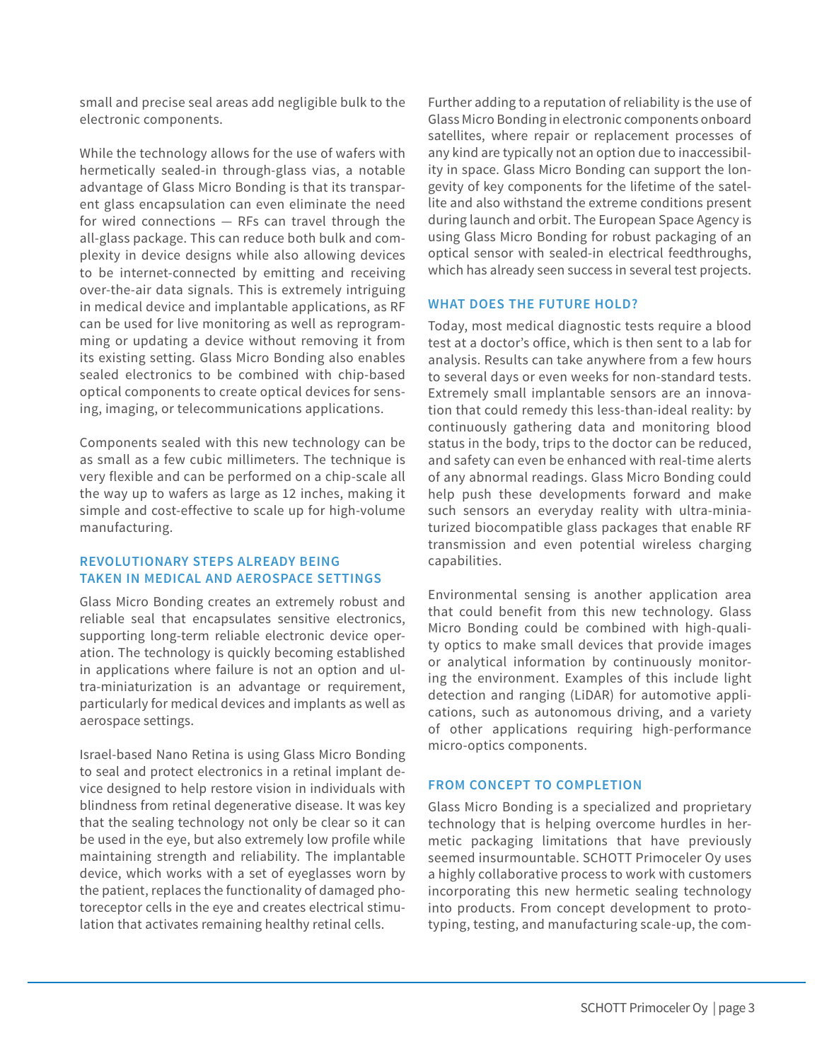small and precise seal areas add negligible bulk to the electronic components.

While the technology allows for the use of wafers with hermetically sealed-in through-glass vias, a notable advantage of Glass Micro Bonding is that its transparent glass encapsulation can even eliminate the need for wired connections — RFs can travel through the all-glass package. This can reduce both bulk and complexity in device designs while also allowing devices to be internet-connected by emitting and receiving over-the-air data signals. This is extremely intriguing in medical device and implantable applications, as RF can be used for live monitoring as well as reprogramming or updating a device without removing it from its existing setting. Glass Micro Bonding also enables sealed electronics to be combined with chip-based optical components to create optical devices for sensing, imaging, or telecommunications applications.

Components sealed with this new technology can be as small as a few cubic millimeters. The technique is very flexible and can be performed on a chip-scale all the way up to wafers as large as 12 inches, making it simple and cost-effective to scale up for high-volume manufacturing.

## REVOLUTIONARY STEPS ALREADY BEING TAKEN IN MEDICAL AND AEROSPACE SETTINGS

Glass Micro Bonding creates an extremely robust and reliable seal that encapsulates sensitive electronics, supporting long-term reliable electronic device operation. The technology is quickly becoming established in applications where failure is not an option and ultra-miniaturization is an advantage or requirement, particularly for medical devices and implants as well as aerospace settings.

Israel-based Nano Retina is using Glass Micro Bonding to seal and protect electronics in a retinal implant device designed to help restore vision in individuals with blindness from retinal degenerative disease. It was key that the sealing technology not only be clear so it can be used in the eye, but also extremely low profile while maintaining strength and reliability. The implantable device, which works with a set of eyeglasses worn by the patient, replaces the functionality of damaged photoreceptor cells in the eye and creates electrical stimulation that activates remaining healthy retinal cells.

Further adding to a reputation of reliability is the use of Glass Micro Bonding in electronic components onboard satellites, where repair or replacement processes of any kind are typically not an option due to inaccessibility in space. Glass Micro Bonding can support the longevity of key components for the lifetime of the satellite and also withstand the extreme conditions present during launch and orbit. The European Space Agency is using Glass Micro Bonding for robust packaging of an optical sensor with sealed-in electrical feedthroughs, which has already seen success in several test projects.

## WHAT DOES THE FUTURE HOLD?

Today, most medical diagnostic tests require a blood test at a doctor's office, which is then sent to a lab for analysis. Results can take anywhere from a few hours to several days or even weeks for non-standard tests. Extremely small implantable sensors are an innovation that could remedy this less-than-ideal reality: by continuously gathering data and monitoring blood status in the body, trips to the doctor can be reduced, and safety can even be enhanced with real-time alerts of any abnormal readings. Glass Micro Bonding could help push these developments forward and make such sensors an everyday reality with ultra-miniaturized biocompatible glass packages that enable RF transmission and even potential wireless charging capabilities.

Environmental sensing is another application area that could benefit from this new technology. Glass Micro Bonding could be combined with high-quality optics to make small devices that provide images or analytical information by continuously monitoring the environment. Examples of this include light detection and ranging (LiDAR) for automotive applications, such as autonomous driving, and a variety of other applications requiring high-performance micro-optics components.

## FROM CONCEPT TO COMPLETION

Glass Micro Bonding is a specialized and proprietary technology that is helping overcome hurdles in hermetic packaging limitations that have previously seemed insurmountable. SCHOTT Primoceler Oy uses a highly collaborative process to work with customers incorporating this new hermetic sealing technology into products. From concept development to prototyping, testing, and manufacturing scale-up, the com-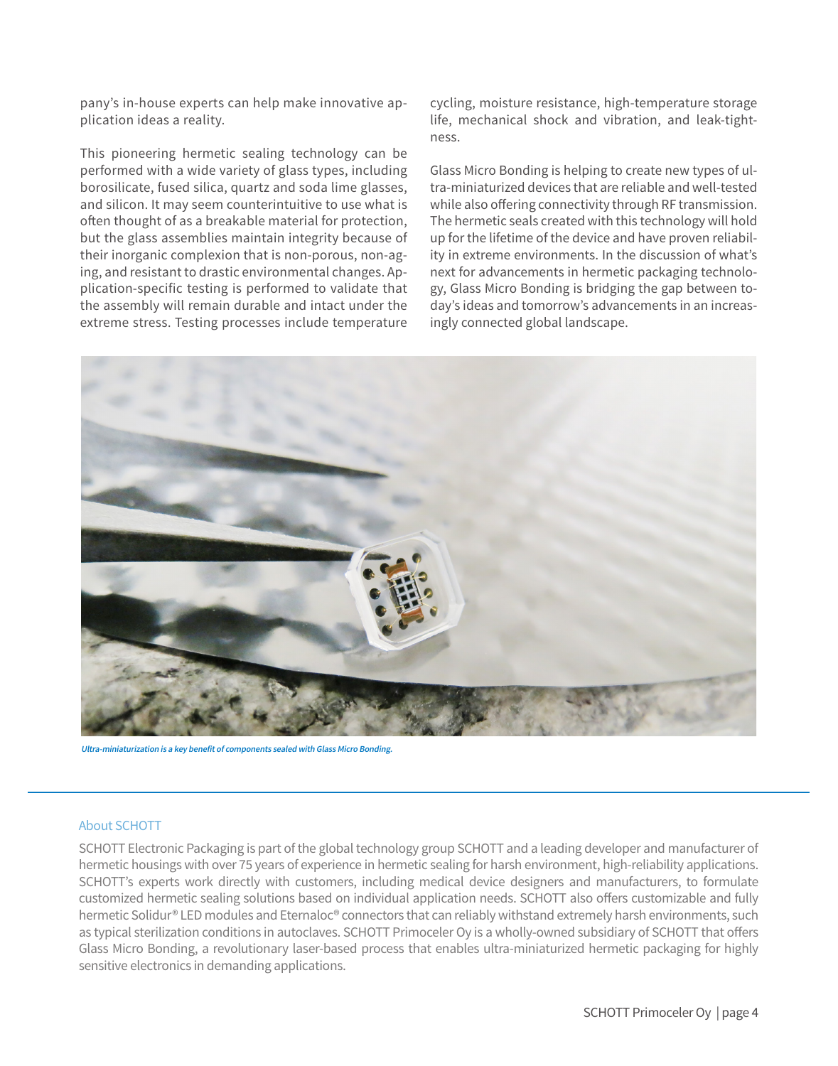pany's in-house experts can help make innovative application ideas a reality.

This pioneering hermetic sealing technology can be performed with a wide variety of glass types, including borosilicate, fused silica, quartz and soda lime glasses, and silicon. It may seem counterintuitive to use what is often thought of as a breakable material for protection, but the glass assemblies maintain integrity because of their inorganic complexion that is non-porous, non-aging, and resistant to drastic environmental changes. Application-specific testing is performed to validate that the assembly will remain durable and intact under the extreme stress. Testing processes include temperature cycling, moisture resistance, high-temperature storage life, mechanical shock and vibration, and leak-tightness.

Glass Micro Bonding is helping to create new types of ultra-miniaturized devices that are reliable and well-tested while also offering connectivity through RF transmission. The hermetic seals created with this technology will hold up for the lifetime of the device and have proven reliability in extreme environments. In the discussion of what's next for advancements in hermetic packaging technology, Glass Micro Bonding is bridging the gap between today's ideas and tomorrow's advancements in an increasingly connected global landscape.

*Ultra-miniaturization is a key benefit of components sealed with Glass Micro Bonding.*

## About SCHOTT

SCHOTT Electronic Packaging is part of the global technology group SCHOTT and a leading developer and manufacturer of hermetic housings with over 75 years of experience in hermetic sealing for harsh environment, high-reliability applications. SCHOTT's experts work directly with customers, including medical device designers and manufacturers, to formulate customized hermetic sealing solutions based on individual application needs. SCHOTT also offers customizable and fully hermetic Solidur® LED modules and Eternaloc® connectors that can reliably withstand extremely harsh environments, such as typical sterilization conditions in autoclaves. SCHOTT Primoceler Oy is a wholly-owned subsidiary of SCHOTT that offers Glass Micro Bonding, a revolutionary laser-based process that enables ultra-miniaturized hermetic packaging for highly sensitive electronics in demanding applications.